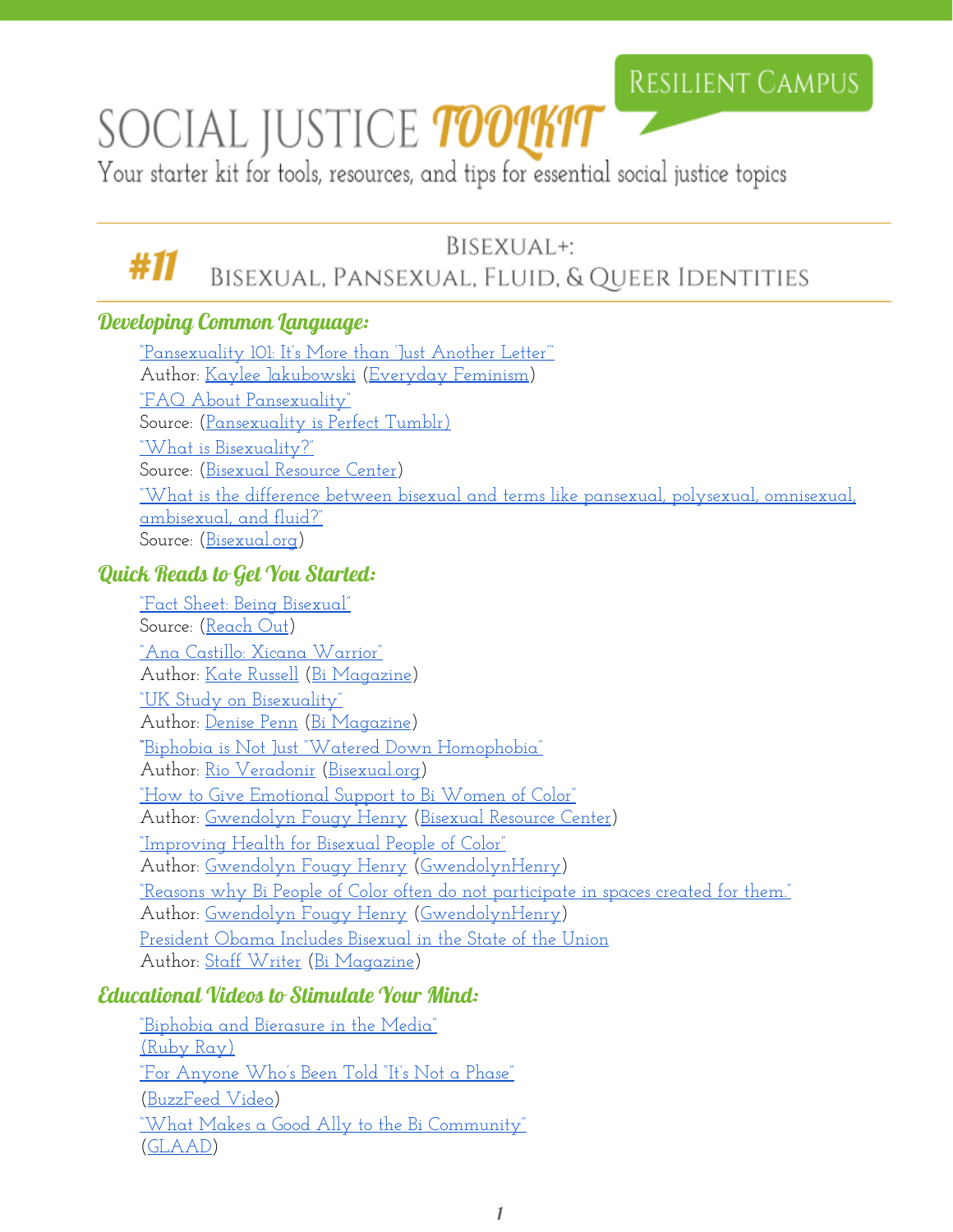# SOCIAL JUSTICE TOOLKIT

RESILIENT CAMPUS

Your starter kit for tools, resources, and tips for essential social justice topics

## #11 BISEXUAL+: BISEXUAL, PANSEXUAL, FLUID, & QUEER IDENTITIES

### Developing Common Language:

"Pansexuality 101: It's More than "Just Another Letter""
Author: Kaylee Jakubowski (Everyday Feminism)

"FAQ About Pansexuality"
Source: (Pansexuality is Perfect Tumblr)

"What is Bisexuality?"
Source: (Bisexual Resource Center)

"What is the difference between bisexual and terms like pansexual, polysexual, omnisexual, ambisexual, and fluid?"
Source: (Bisexual.org)

### Quick Reads to Get You Started:

"Fact Sheet: Being Bisexual"
Source: (Reach Out)

"Ana Castillo: Xicana Warrior"
Author: Kate Russell (Bi Magazine)

"UK Study on Bisexuality"
Author: Denise Penn (Bi Magazine)

"Biphobia is Not Just "Watered Down Homophobia"
Author: Rio Veradonir (Bisexual.org)

"How to Give Emotional Support to Bi Women of Color"
Author: Gwendolyn Fougy Henry (Bisexual Resource Center)

"Improving Health for Bisexual People of Color"
Author: Gwendolyn Fougy Henry (GwendolynHenry)

"Reasons why Bi People of Color often do not participate in spaces created for them."
Author: Gwendolyn Fougy Henry (GwendolynHenry)

President Obama Includes Bisexual in the State of the Union
Author: Staff Writer (Bi Magazine)

### Educational Videos to Stimulate Your Mind:

"Biphobia and Bierasure in the Media"
(Ruby Ray)

"For Anyone Who's Been Told "It's Not a Phase"
(BuzzFeed Video)

"What Makes a Good Ally to the Bi Community"
(GLAAD)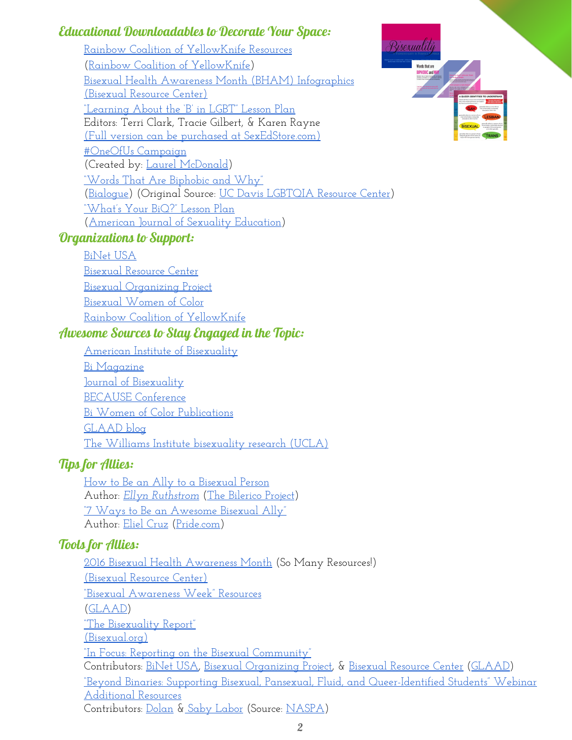## Educational Downloadables to Decorate Your Space:

Rainbow Coalition of YellowKnife Resources
(Rainbow Coalition of YellowKnife)
Bisexual Health Awareness Month (BHAM) Infographics
(Bisexual Resource Center)
"Learning About the 'B' in LGBT" Lesson Plan
Editors: Terri Clark, Tracie Gilbert, & Karen Rayne
(Full version can be purchased at SexEdStore.com)
#OneOfUs Campaign
(Created by: Laurel McDonald)
"Words That Are Biphobic and Why"
(Bialogue) (Original Source: UC Davis LGBTQIA Resource Center)
"What's Your BiQ?" Lesson Plan
(American Journal of Sexuality Education)

## Organizations to Support:

BiNet USA
Bisexual Resource Center
Bisexual Organizing Project
Bisexual Women of Color
Rainbow Coalition of YellowKnife

## Awesome Sources to Stay Engaged in the Topic:

American Institute of Bisexuality
Bi Magazine
Journal of Bisexuality
BECAUSE Conference
Bi Women of Color Publications
GLAAD blog
The Williams Institute bisexuality research (UCLA)

## Tips for Allies:

How to Be an Ally to a Bisexual Person
Author: *Ellyn Ruthstrom* (The Bilerico Project)
"7 Ways to Be an Awesome Bisexual Ally"
Author: Eliel Cruz (Pride.com)

## Tools for Allies:

2016 Bisexual Health Awareness Month (So Many Resources!)
(Bisexual Resource Center)
"Bisexual Awareness Week" Resources
(GLAAD)
"The Bisexuality Report"
(Bisexual.org)
"In Focus: Reporting on the Bisexual Community"
Contributors: BiNet USA, Bisexual Organizing Project, & Bisexual Resource Center (GLAAD)
"Beyond Binaries: Supporting Bisexual, Pansexual, Fluid, and Queer-Identified Students" Webinar Additional Resources
Contributors: Dolan & Saby Labor (Source: NASPA)